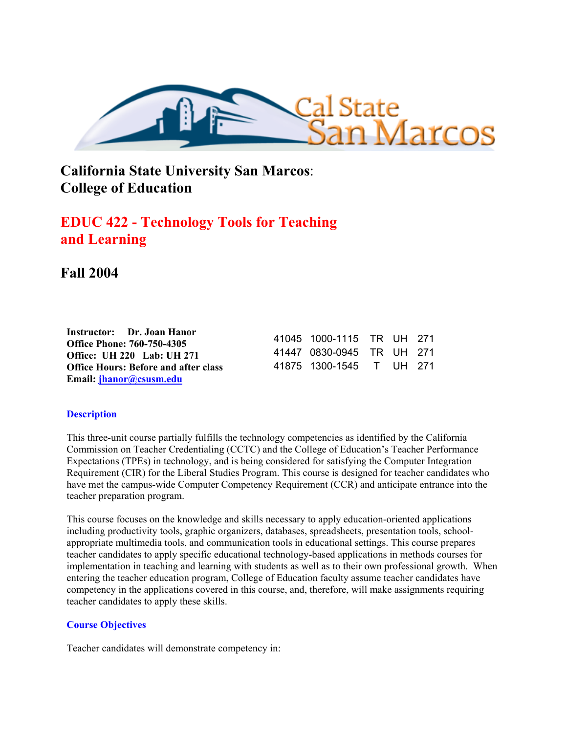# California State University San Marcos:
# College of Education

## EDUC 422 - Technology Tools for Teaching and Learning

## Fall 2004

**Instructor:** **Dr. Joan Hanor**
**Office Phone: 760-750-4305**
**Office: UH 220 Lab: UH 271**
**Office Hours: Before and after class**
**Email: jhanor@csusm.edu**

| | | | | |
|---|---|---|---|---|
| 41045 | 1000-1115 | TR | UH | 271 |
| 41447 | 0830-0945 | TR | UH | 271 |
| 41875 | 1300-1545 | T | UH | 271 |

### Description

This three-unit course partially fulfills the technology competencies as identified by the California Commission on Teacher Credentialing (CCTC) and the College of Education's Teacher Performance Expectations (TPEs) in technology, and is being considered for satisfying the Computer Integration Requirement (CIR) for the Liberal Studies Program. This course is designed for teacher candidates who have met the campus-wide Computer Competency Requirement (CCR) and anticipate entrance into the teacher preparation program.

This course focuses on the knowledge and skills necessary to apply education-oriented applications including productivity tools, graphic organizers, databases, spreadsheets, presentation tools, school-appropriate multimedia tools, and communication tools in educational settings. This course prepares teacher candidates to apply specific educational technology-based applications in methods courses for implementation in teaching and learning with students as well as to their own professional growth. When entering the teacher education program, College of Education faculty assume teacher candidates have competency in the applications covered in this course, and, therefore, will make assignments requiring teacher candidates to apply these skills.

### Course Objectives

Teacher candidates will demonstrate competency in: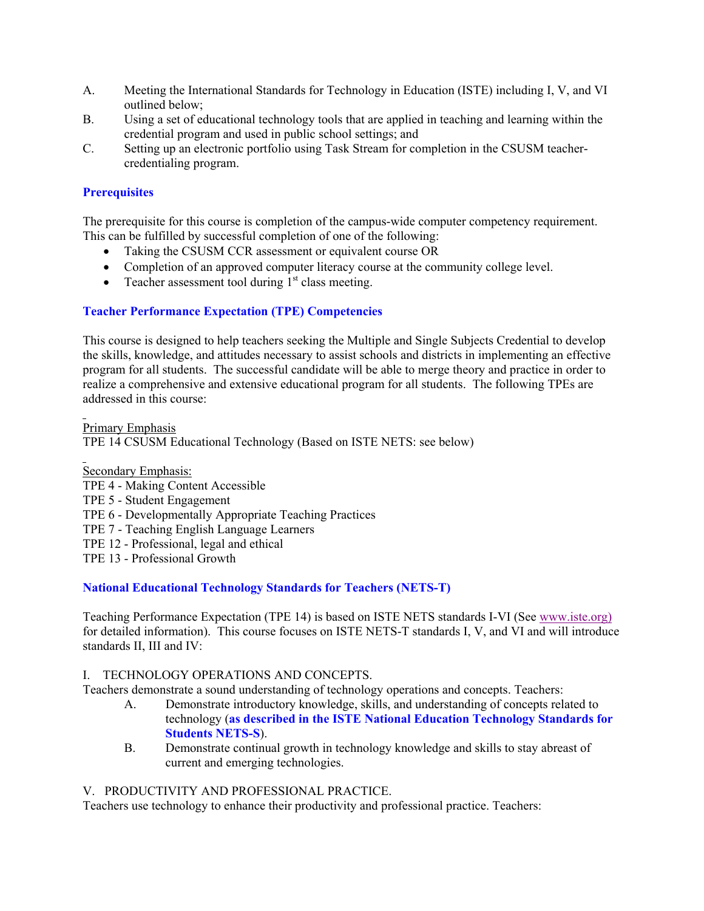A. Meeting the International Standards for Technology in Education (ISTE) including I, V, and VI outlined below;

B. Using a set of educational technology tools that are applied in teaching and learning within the credential program and used in public school settings; and

C. Setting up an electronic portfolio using Task Stream for completion in the CSUSM teacher-credentialing program.

## Prerequisites

The prerequisite for this course is completion of the campus-wide computer competency requirement. This can be fulfilled by successful completion of one of the following:

- Taking the CSUSM CCR assessment or equivalent course OR
- Completion of an approved computer literacy course at the community college level.
- Teacher assessment tool during 1st class meeting.

## Teacher Performance Expectation (TPE) Competencies

This course is designed to help teachers seeking the Multiple and Single Subjects Credential to develop the skills, knowledge, and attitudes necessary to assist schools and districts in implementing an effective program for all students. The successful candidate will be able to merge theory and practice in order to realize a comprehensive and extensive educational program for all students. The following TPEs are addressed in this course:

Primary Emphasis
TPE 14 CSUSM Educational Technology (Based on ISTE NETS: see below)

Secondary Emphasis:
TPE 4 - Making Content Accessible
TPE 5 - Student Engagement
TPE 6 - Developmentally Appropriate Teaching Practices
TPE 7 - Teaching English Language Learners
TPE 12 - Professional, legal and ethical
TPE 13 - Professional Growth

## National Educational Technology Standards for Teachers (NETS-T)

Teaching Performance Expectation (TPE 14) is based on ISTE NETS standards I-VI (See www.iste.org) for detailed information). This course focuses on ISTE NETS-T standards I, V, and VI and will introduce standards II, III and IV:

I. TECHNOLOGY OPERATIONS AND CONCEPTS.
Teachers demonstrate a sound understanding of technology operations and concepts. Teachers:

A. Demonstrate introductory knowledge, skills, and understanding of concepts related to technology (**as described in the ISTE National Education Technology Standards for Students NETS-S**).

B. Demonstrate continual growth in technology knowledge and skills to stay abreast of current and emerging technologies.

V. PRODUCTIVITY AND PROFESSIONAL PRACTICE.
Teachers use technology to enhance their productivity and professional practice. Teachers: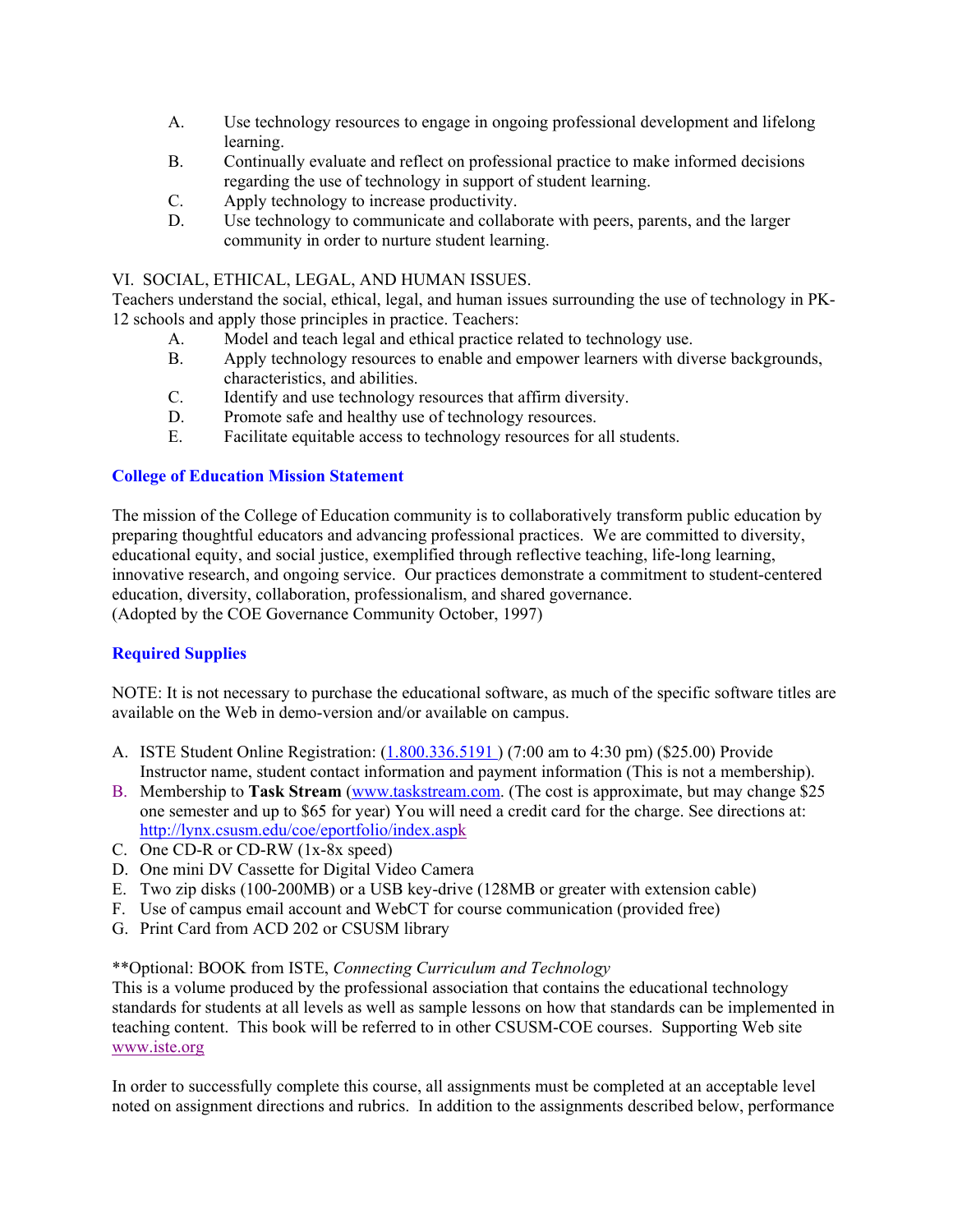A. Use technology resources to engage in ongoing professional development and lifelong learning.
B. Continually evaluate and reflect on professional practice to make informed decisions regarding the use of technology in support of student learning.
C. Apply technology to increase productivity.
D. Use technology to communicate and collaborate with peers, parents, and the larger community in order to nurture student learning.

VI. SOCIAL, ETHICAL, LEGAL, AND HUMAN ISSUES.
Teachers understand the social, ethical, legal, and human issues surrounding the use of technology in PK-12 schools and apply those principles in practice. Teachers:

A. Model and teach legal and ethical practice related to technology use.
B. Apply technology resources to enable and empower learners with diverse backgrounds, characteristics, and abilities.
C. Identify and use technology resources that affirm diversity.
D. Promote safe and healthy use of technology resources.
E. Facilitate equitable access to technology resources for all students.

## College of Education Mission Statement

The mission of the College of Education community is to collaboratively transform public education by preparing thoughtful educators and advancing professional practices. We are committed to diversity, educational equity, and social justice, exemplified through reflective teaching, life-long learning, innovative research, and ongoing service. Our practices demonstrate a commitment to student-centered education, diversity, collaboration, professionalism, and shared governance.
(Adopted by the COE Governance Community October, 1997)

## Required Supplies

NOTE: It is not necessary to purchase the educational software, as much of the specific software titles are available on the Web in demo-version and/or available on campus.

A. ISTE Student Online Registration: (1.800.336.5191 ) (7:00 am to 4:30 pm) ($25.00) Provide Instructor name, student contact information and payment information (This is not a membership).
B. Membership to **Task Stream** (www.taskstream.com. (The cost is approximate, but may change $25 one semester and up to $65 for year) You will need a credit card for the charge. See directions at: http://lynx.csusm.edu/coe/eportfolio/index.aspk
C. One CD-R or CD-RW (1x-8x speed)
D. One mini DV Cassette for Digital Video Camera
E. Two zip disks (100-200MB) or a USB key-drive (128MB or greater with extension cable)
F. Use of campus email account and WebCT for course communication (provided free)
G. Print Card from ACD 202 or CSUSM library

**Optional: BOOK from ISTE, *Connecting Curriculum and Technology*
This is a volume produced by the professional association that contains the educational technology standards for students at all levels as well as sample lessons on how that standards can be implemented in teaching content. This book will be referred to in other CSUSM-COE courses. Supporting Web site www.iste.org

In order to successfully complete this course, all assignments must be completed at an acceptable level noted on assignment directions and rubrics. In addition to the assignments described below, performance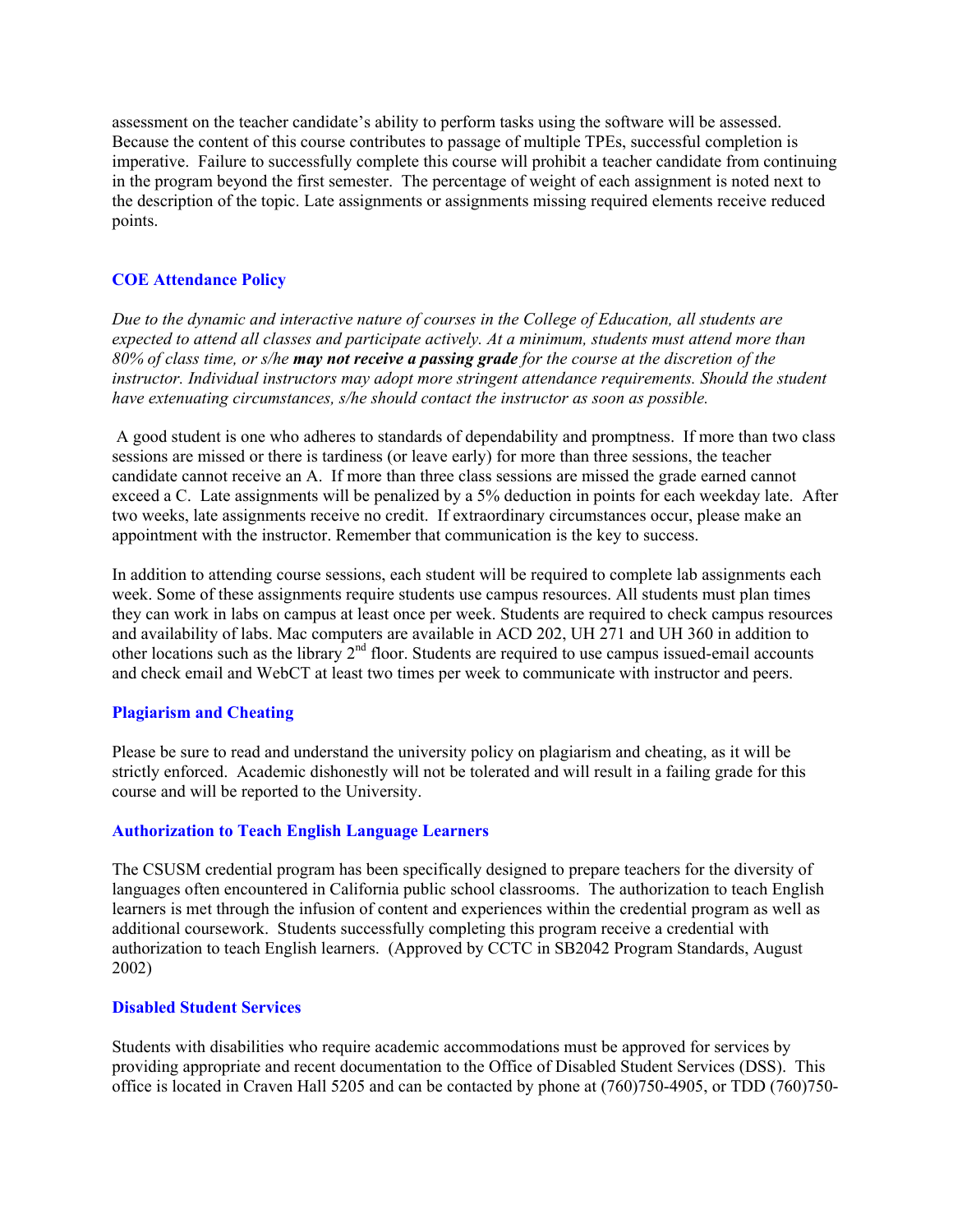assessment on the teacher candidate's ability to perform tasks using the software will be assessed. Because the content of this course contributes to passage of multiple TPEs, successful completion is imperative. Failure to successfully complete this course will prohibit a teacher candidate from continuing in the program beyond the first semester. The percentage of weight of each assignment is noted next to the description of the topic. Late assignments or assignments missing required elements receive reduced points.

### COE Attendance Policy

*Due to the dynamic and interactive nature of courses in the College of Education, all students are expected to attend all classes and participate actively. At a minimum, students must attend more than 80% of class time, or s/he **may not receive a passing grade** for the course at the discretion of the instructor. Individual instructors may adopt more stringent attendance requirements. Should the student have extenuating circumstances, s/he should contact the instructor as soon as possible.*

A good student is one who adheres to standards of dependability and promptness. If more than two class sessions are missed or there is tardiness (or leave early) for more than three sessions, the teacher candidate cannot receive an A. If more than three class sessions are missed the grade earned cannot exceed a C. Late assignments will be penalized by a 5% deduction in points for each weekday late. After two weeks, late assignments receive no credit. If extraordinary circumstances occur, please make an appointment with the instructor. Remember that communication is the key to success.

In addition to attending course sessions, each student will be required to complete lab assignments each week. Some of these assignments require students use campus resources. All students must plan times they can work in labs on campus at least once per week. Students are required to check campus resources and availability of labs. Mac computers are available in ACD 202, UH 271 and UH 360 in addition to other locations such as the library 2nd floor. Students are required to use campus issued-email accounts and check email and WebCT at least two times per week to communicate with instructor and peers.

### Plagiarism and Cheating

Please be sure to read and understand the university policy on plagiarism and cheating, as it will be strictly enforced. Academic dishonestly will not be tolerated and will result in a failing grade for this course and will be reported to the University.

### Authorization to Teach English Language Learners

The CSUSM credential program has been specifically designed to prepare teachers for the diversity of languages often encountered in California public school classrooms. The authorization to teach English learners is met through the infusion of content and experiences within the credential program as well as additional coursework. Students successfully completing this program receive a credential with authorization to teach English learners. (Approved by CCTC in SB2042 Program Standards, August 2002)

### Disabled Student Services

Students with disabilities who require academic accommodations must be approved for services by providing appropriate and recent documentation to the Office of Disabled Student Services (DSS). This office is located in Craven Hall 5205 and can be contacted by phone at (760)750-4905, or TDD (760)750-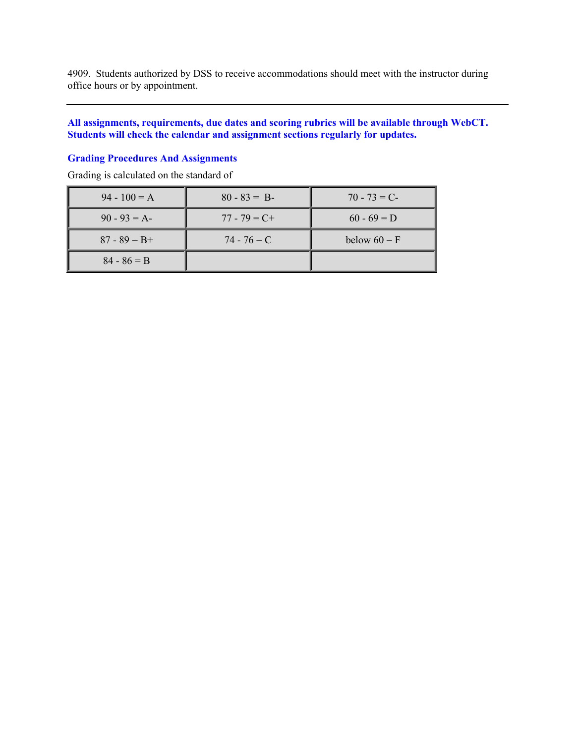4909. Students authorized by DSS to receive accommodations should meet with the instructor during office hours or by appointment.

---

**All assignments, requirements, due dates and scoring rubrics will be available through WebCT. Students will check the calendar and assignment sections regularly for updates.**

## Grading Procedures And Assignments

Grading is calculated on the standard of

| | | |
|---|---|---|
| 94 - 100 = A | 80 - 83 = B- | 70 - 73 = C- |
| 90 - 93 = A- | 77 - 79 = C+ | 60 - 69 = D |
| 87 - 89 = B+ | 74 - 76 = C | below 60 = F |
| 84 - 86 = B | | |